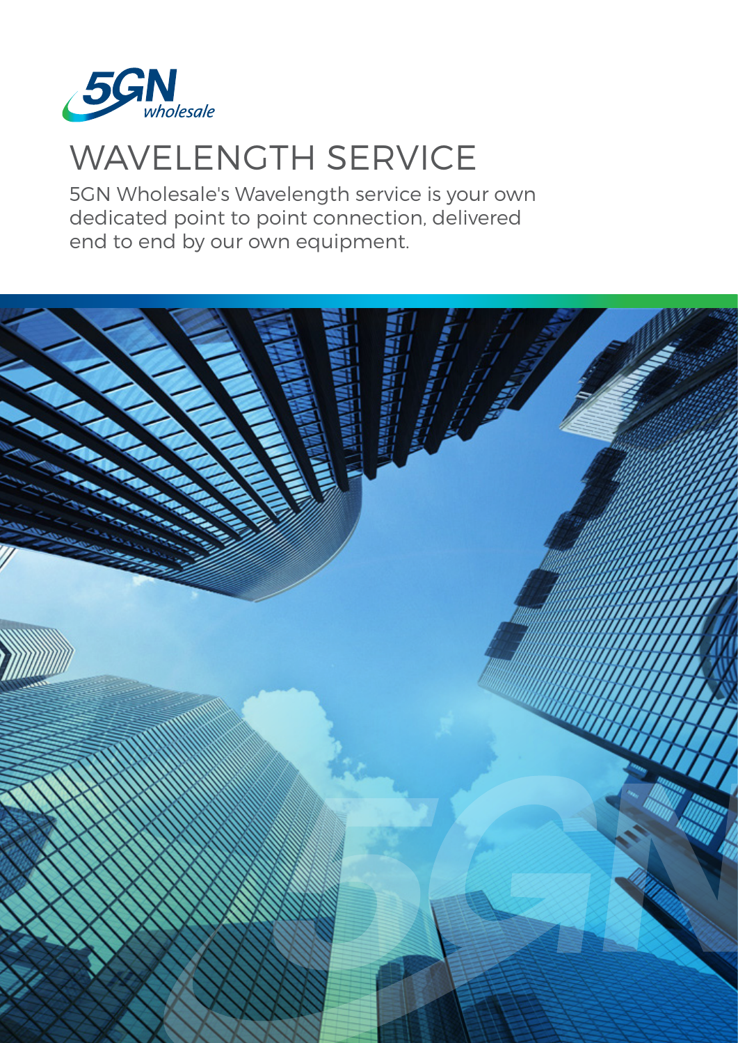# WAVELENGTH SERVICE

5GN Wholesale's Wavelength service is your own dedicated point to point connection, delivered end to end by our own equipment.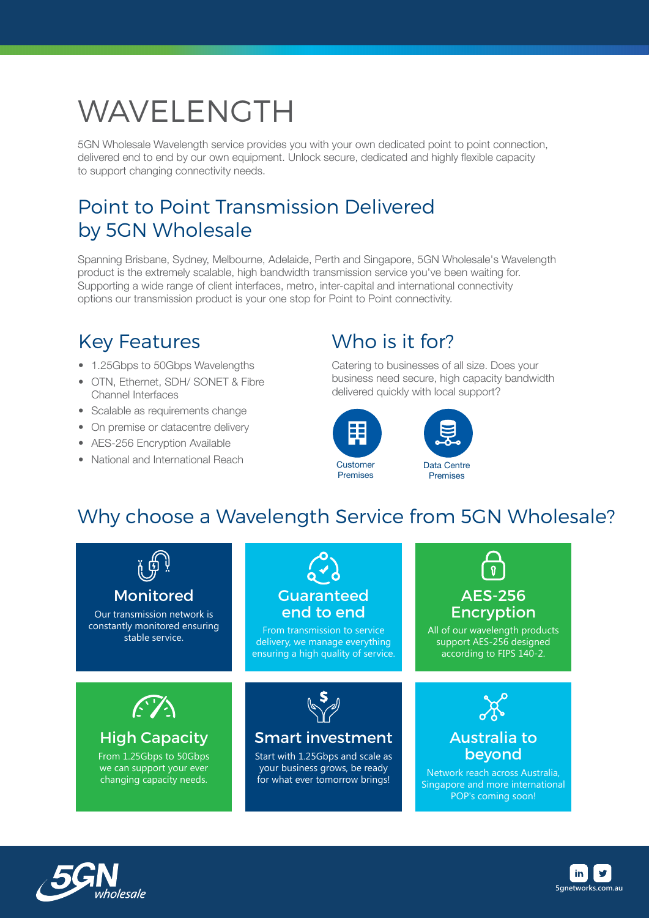# WAVELENGTH

5GN Wholesale Wavelength service provides you with your own dedicated point to point connection, delivered end to end by our own equipment. Unlock secure, dedicated and highly flexible capacity to support changing connectivity needs.

## Point to Point Transmission Delivered by 5GN Wholesale

Spanning Brisbane, Sydney, Melbourne, Adelaide, Perth and Singapore, 5GN Wholesale's Wavelength product is the extremely scalable, high bandwidth transmission service you've been waiting for. Supporting a wide range of client interfaces, metro, inter-capital and international connectivity options our transmission product is your one stop for Point to Point connectivity.

## Key Features

- 1.25Gbps to 50Gbps Wavelengths
- OTN, Ethernet, SDH/ SONET & Fibre Channel Interfaces
- Scalable as requirements change
- On premise or datacentre delivery
- AES-256 Encryption Available
- National and International Reach

## Who is it for?

Catering to businesses of all size. Does your business need secure, high capacity bandwidth delivered quickly with local support?

Customer Premises

Data Centre Premises

## Why choose a Wavelength Service from 5GN Wholesale?

### Monitored

Our transmission network is constantly monitored ensuring stable service.

### Guaranteed end to end

From transmission to service delivery, we manage everything ensuring a high quality of service.

### AES-256 Encryption

All of our wavelength products support AES-256 designed according to FIPS 140-2.

### High Capacity

From 1.25Gbps to 50Gbps we can support your ever changing capacity needs.

### Smart investment

Start with 1.25Gbps and scale as your business grows, be ready for what ever tomorrow brings!

### Australia to beyond

Network reach across Australia, Singapore and more international POP's coming soon!

5GN wholesale

5gnetworks.com.au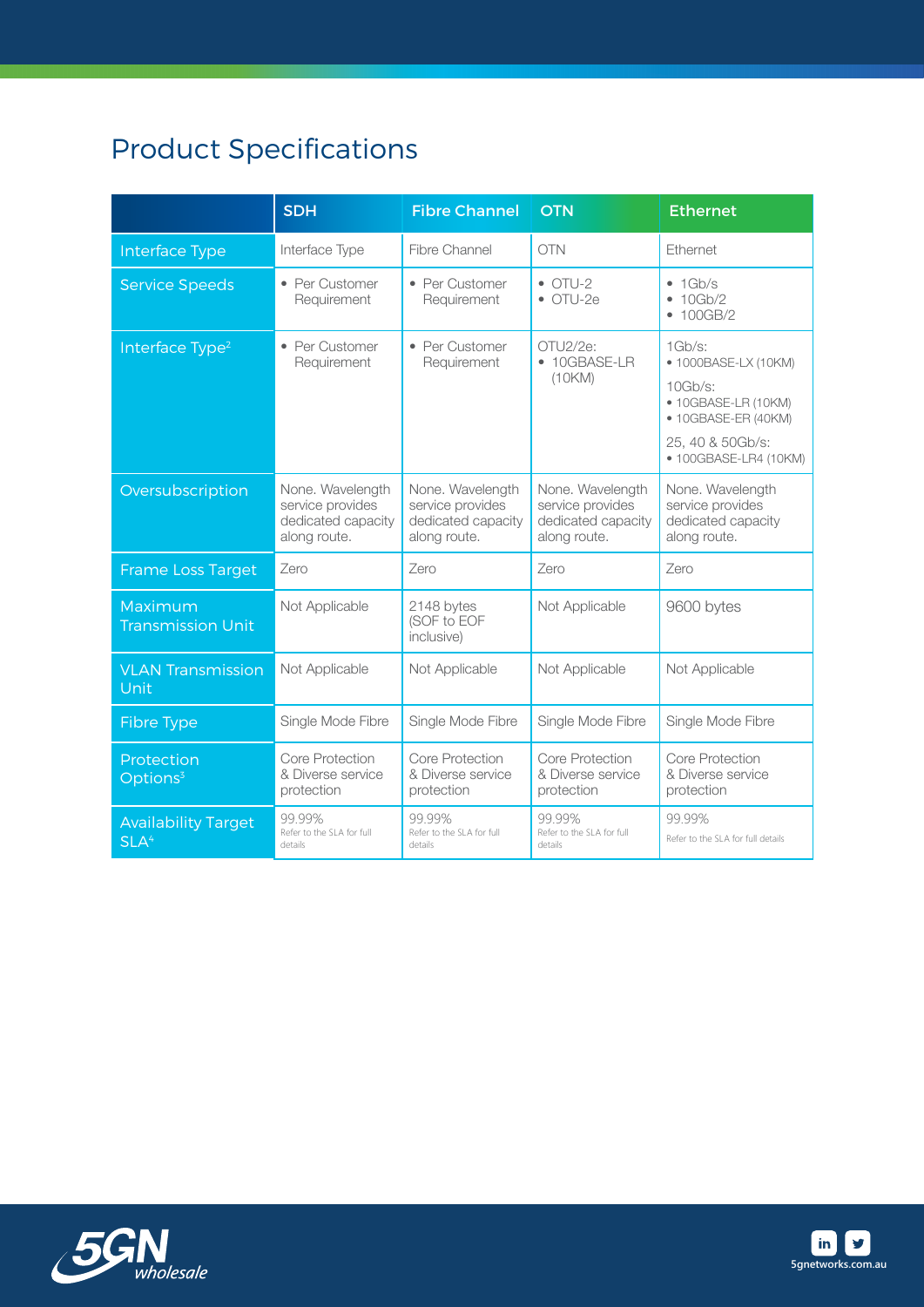## Product Specifications

| | SDH | Fibre Channel | OTN | Ethernet |
|---|---|---|---|---|
| Interface Type | Interface Type | Fibre Channel | OTN | Ethernet |
| Service Speeds | • Per Customer Requirement | • Per Customer Requirement | • OTU-2<br>• OTU-2e | • 1Gb/s<br>• 10Gb/2<br>• 100GB/2 |
| Interface Type[2] | • Per Customer Requirement | • Per Customer Requirement | OTU2/2e:<br>• 10GBASE-LR (10KM) | 1Gb/s:<br>• 1000BASE-LX (10KM)<br>10Gb/s:<br>• 10GBASE-LR (10KM)<br>• 10GBASE-ER (40KM)<br>25, 40 & 50Gb/s:<br>• 100GBASE-LR4 (10KM) |
| Oversubscription | None. Wavelength service provides dedicated capacity along route. | None. Wavelength service provides dedicated capacity along route. | None. Wavelength service provides dedicated capacity along route. | None. Wavelength service provides dedicated capacity along route. |
| Frame Loss Target | Zero | Zero | Zero | Zero |
| Maximum Transmission Unit | Not Applicable | 2148 bytes (SOF to EOF inclusive) | Not Applicable | 9600 bytes |
| VLAN Transmission Unit | Not Applicable | Not Applicable | Not Applicable | Not Applicable |
| Fibre Type | Single Mode Fibre | Single Mode Fibre | Single Mode Fibre | Single Mode Fibre |
| Protection Options[3] | Core Protection & Diverse service protection | Core Protection & Diverse service protection | Core Protection & Diverse service protection | Core Protection & Diverse service protection |
| Availability Target SLA[4] | 99.99%<br>Refer to the SLA for full details | 99.99%<br>Refer to the SLA for full details | 99.99%<br>Refer to the SLA for full details | 99.99%<br>Refer to the SLA for full details |

5GN wholesale

5gnetworks.com.au